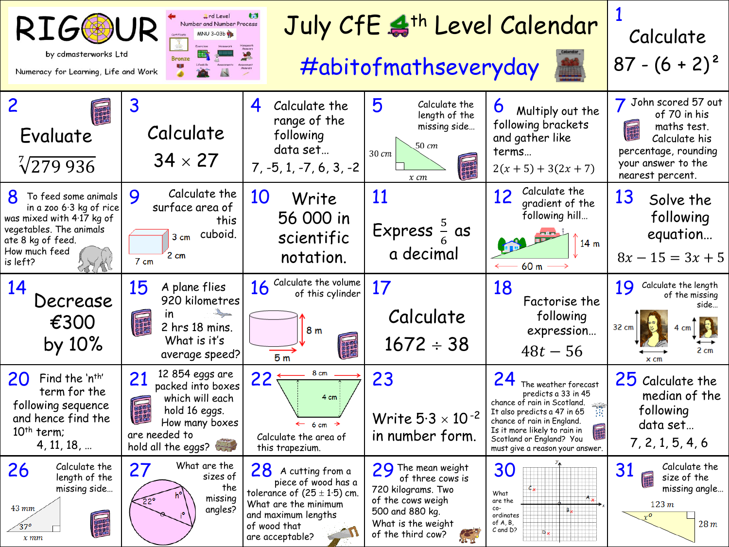# RIGOUR

by cdmasterworks Ltd

Numeracy for Learning, Life and Work

# July CfE 4th Level Calendar

#abitofmathseveryday

**1** Calculate $87 - (6 + 2)^2$

**2** Evaluate $\sqrt[7]{279\,936}$

**3** Calculate $34 \times 27$

**4** Calculate the range of the following data set… 7, -5, 1, -7, 6, 3, -2

**5** Calculate the length of the missing side… (30 cm, 50 cm, $x$ cm)

**6** Multiply out the following brackets and gather like terms… $2(x + 5) + 3(2x + 7)$

**7** John scored 57 out of 70 in his maths test. Calculate his percentage, rounding your answer to the nearest percent.

**8** To feed some animals in a zoo 6·3 kg of rice was mixed with 4·17 kg of vegetables. The animals ate 8 kg of feed. How much feed is left?

**9** Calculate the surface area of this cuboid. (7 cm, 3 cm, 2 cm)

**10** Write 56 000 in scientific notation.

**11** Express $\frac{5}{6}$ as a decimal

**12** Calculate the gradient of the following hill… (14 m, 60 m)

**13** Solve the following equation… $8x - 15 = 3x + 5$

**14** Decrease €300 by 10%

**15** A plane flies 920 kilometres in 2 hrs 18 mins. What is it's average speed?

**16** Calculate the volume of this cylinder (8 m, 5 m)

**17** Calculate $1672 \div 38$

**18** Factorise the following expression… $48t - 56$

**19** Calculate the length of the missing side… (32 cm, $x$ cm, 4 cm, 2 cm)

**20** Find the 'nth' term for the following sequence and hence find the 10th term; 4, 11, 18, …

**21** 12 854 eggs are packed into boxes which will each hold 16 eggs. How many boxes are needed to hold all the eggs?

**22** Calculate the area of this trapezium. (8 cm, 4 cm, 6 cm)

**23** Write $5{\cdot}3 \times 10^{-2}$ in number form.

**24** The weather forecast predicts a 33 in 45 chance of rain in Scotland. It also predicts a 47 in 65 chance of rain in England. Is it more likely to rain in Scotland or England? You must give a reason your answer.

**25** Calculate the median of the following data set… 7, 2, 1, 5, 4, 6

**26** Calculate the length of the missing side… (43 mm, 37°, $x$ mm)

**27** What are the sizes of the missing angles? (22°, h°, i°)

**28** A cutting from a piece of wood has a tolerance of $(25 \pm 1{\cdot}5)$ cm. What are the minimum and maximum lengths of wood that are acceptable?

**29** The mean weight of three cows is 720 kilograms. Two of the cows weigh 500 and 880 kg. What is the weight of the third cow?

**30** What are the co-ordinates of A, B, C and D?

**31** Calculate the size of the missing angle… (123 m, 28 m, $x$°)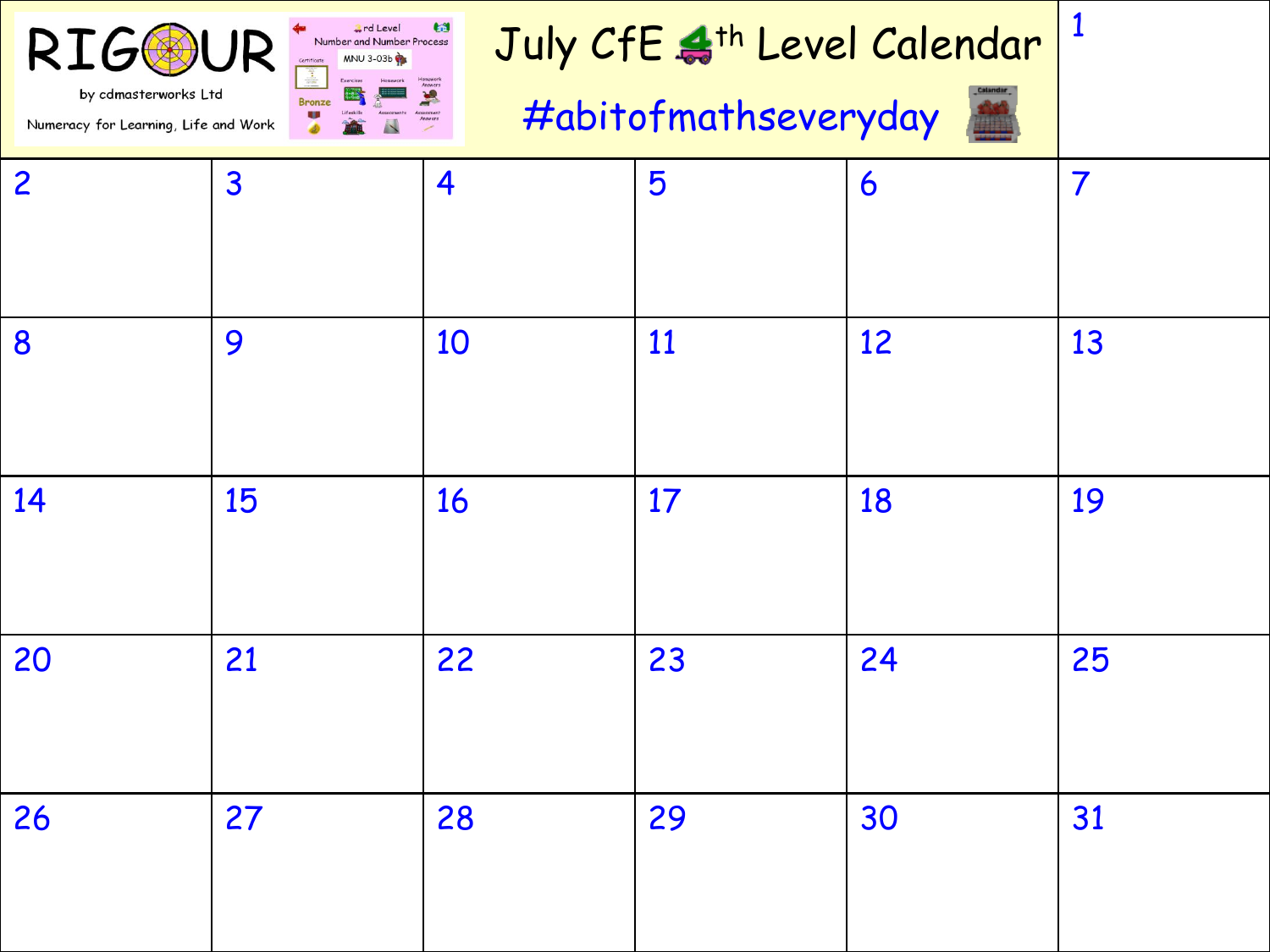RIGOUR

by cdmasterworks Ltd

Numeracy for Learning, Life and Work

rd Level
Number and Number Process
MNU 3-03b
Certificate
Exercises
Homework
Homework Answers
Bronze
Lifeskills
Assessments
Assessment Answers

# July CfE 4th Level Calendar

#abitofmathseveryday

Calendar

| | | | | | |
|---|---|---|---|---|---|
| | | | | | 1 |
| 2 | 3 | 4 | 5 | 6 | 7 |
| 8 | 9 | 10 | 11 | 12 | 13 |
| 14 | 15 | 16 | 17 | 18 | 19 |
| 20 | 21 | 22 | 23 | 24 | 25 |
| 26 | 27 | 28 | 29 | 30 | 31 |